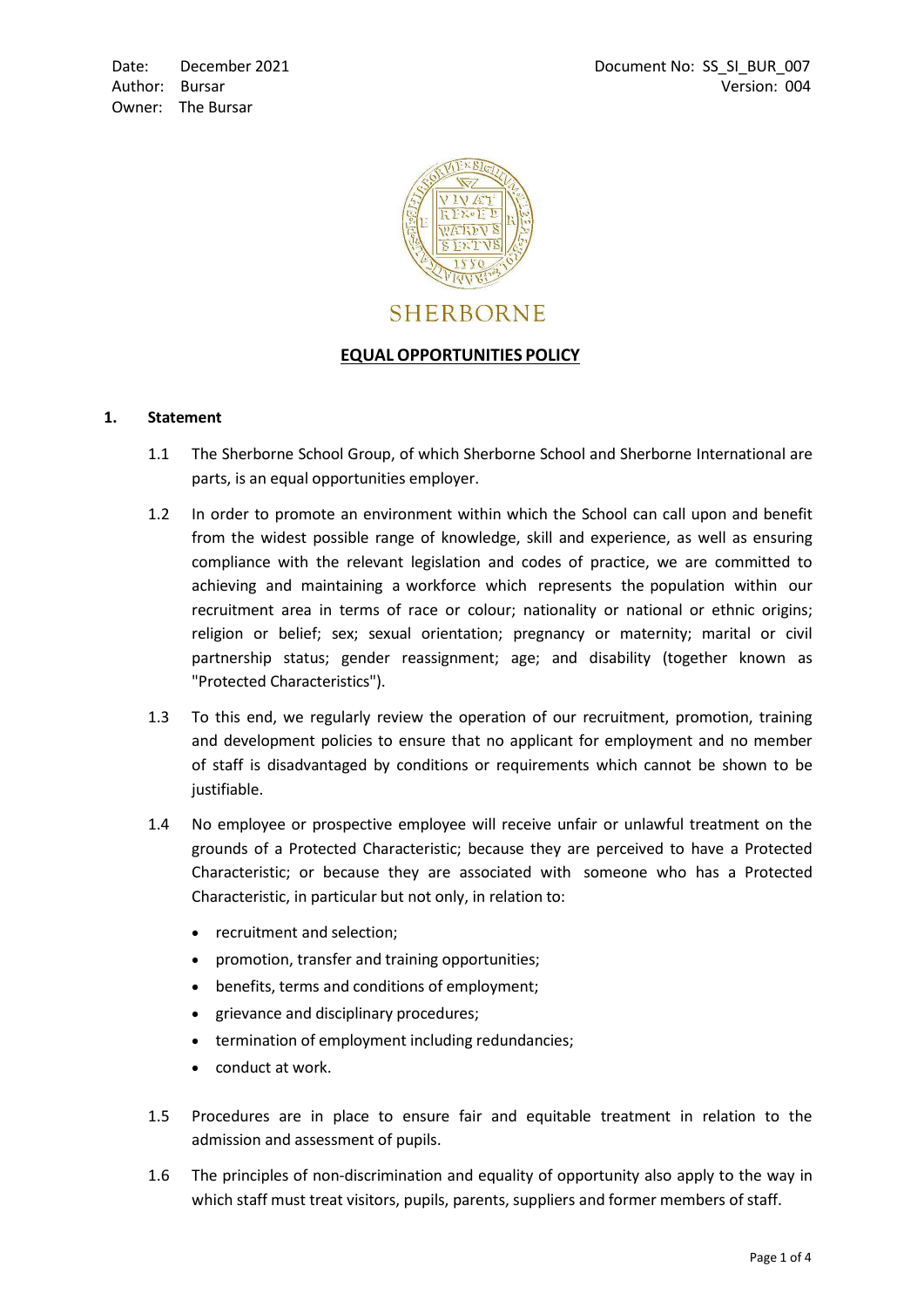Date: December 2021
Author: Bursar
Owner: The Bursar

Document No: SS_SI_BUR_007
Version: 004

SHERBORNE

# EQUAL OPPORTUNITIES POLICY

## 1. Statement

1.1 The Sherborne School Group, of which Sherborne School and Sherborne International are parts, is an equal opportunities employer.

1.2 In order to promote an environment within which the School can call upon and benefit from the widest possible range of knowledge, skill and experience, as well as ensuring compliance with the relevant legislation and codes of practice, we are committed to achieving and maintaining a workforce which represents the population within our recruitment area in terms of race or colour; nationality or national or ethnic origins; religion or belief; sex; sexual orientation; pregnancy or maternity; marital or civil partnership status; gender reassignment; age; and disability (together known as "Protected Characteristics").

1.3 To this end, we regularly review the operation of our recruitment, promotion, training and development policies to ensure that no applicant for employment and no member of staff is disadvantaged by conditions or requirements which cannot be shown to be justifiable.

1.4 No employee or prospective employee will receive unfair or unlawful treatment on the grounds of a Protected Characteristic; because they are perceived to have a Protected Characteristic; or because they are associated with someone who has a Protected Characteristic, in particular but not only, in relation to:

- recruitment and selection;
- promotion, transfer and training opportunities;
- benefits, terms and conditions of employment;
- grievance and disciplinary procedures;
- termination of employment including redundancies;
- conduct at work.

1.5 Procedures are in place to ensure fair and equitable treatment in relation to the admission and assessment of pupils.

1.6 The principles of non-discrimination and equality of opportunity also apply to the way in which staff must treat visitors, pupils, parents, suppliers and former members of staff.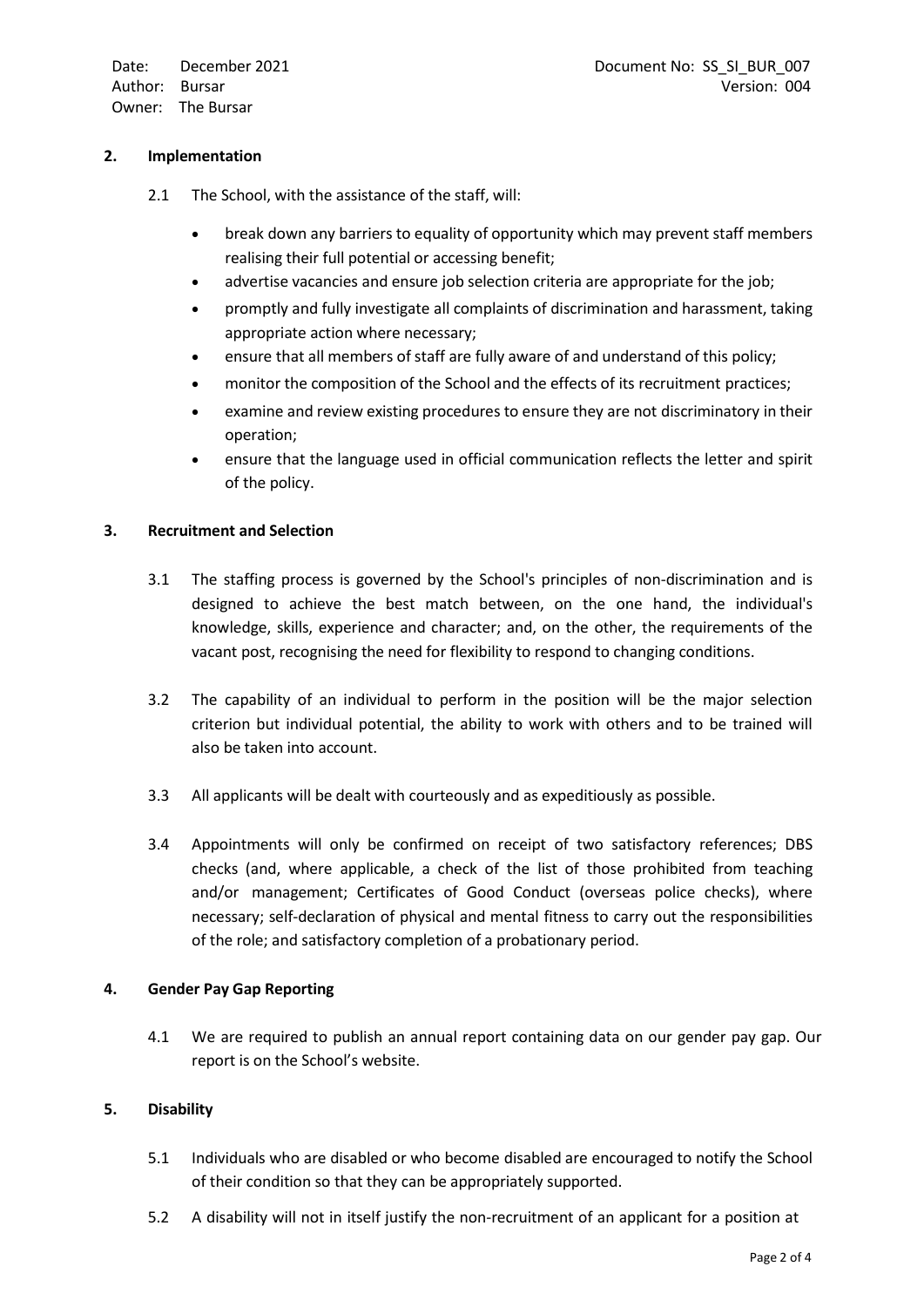## 2. Implementation

2.1 The School, with the assistance of the staff, will:

- break down any barriers to equality of opportunity which may prevent staff members realising their full potential or accessing benefit;
- advertise vacancies and ensure job selection criteria are appropriate for the job;
- promptly and fully investigate all complaints of discrimination and harassment, taking appropriate action where necessary;
- ensure that all members of staff are fully aware of and understand of this policy;
- monitor the composition of the School and the effects of its recruitment practices;
- examine and review existing procedures to ensure they are not discriminatory in their operation;
- ensure that the language used in official communication reflects the letter and spirit of the policy.

## 3. Recruitment and Selection

3.1 The staffing process is governed by the School's principles of non-discrimination and is designed to achieve the best match between, on the one hand, the individual's knowledge, skills, experience and character; and, on the other, the requirements of the vacant post, recognising the need for flexibility to respond to changing conditions.

3.2 The capability of an individual to perform in the position will be the major selection criterion but individual potential, the ability to work with others and to be trained will also be taken into account.

3.3 All applicants will be dealt with courteously and as expeditiously as possible.

3.4 Appointments will only be confirmed on receipt of two satisfactory references; DBS checks (and, where applicable, a check of the list of those prohibited from teaching and/or management; Certificates of Good Conduct (overseas police checks), where necessary; self-declaration of physical and mental fitness to carry out the responsibilities of the role; and satisfactory completion of a probationary period.

## 4. Gender Pay Gap Reporting

4.1 We are required to publish an annual report containing data on our gender pay gap. Our report is on the School's website.

## 5. Disability

5.1 Individuals who are disabled or who become disabled are encouraged to notify the School of their condition so that they can be appropriately supported.

5.2 A disability will not in itself justify the non-recruitment of an applicant for a position at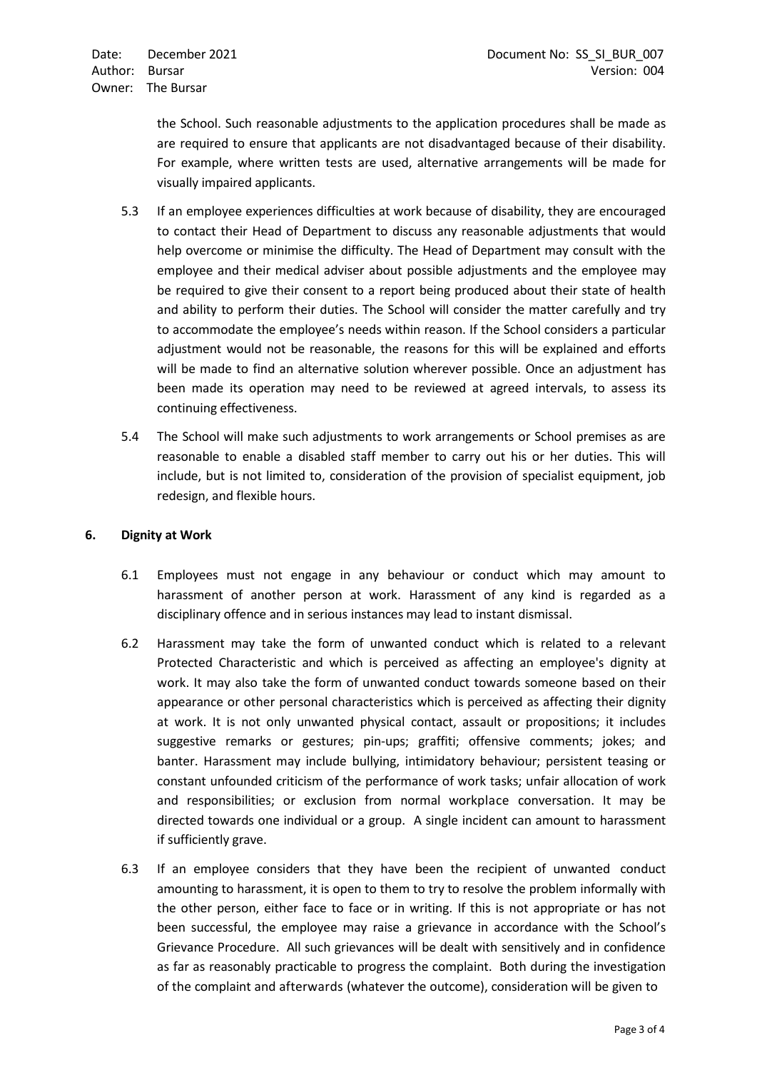the School. Such reasonable adjustments to the application procedures shall be made as are required to ensure that applicants are not disadvantaged because of their disability. For example, where written tests are used, alternative arrangements will be made for visually impaired applicants.

5.3 If an employee experiences difficulties at work because of disability, they are encouraged to contact their Head of Department to discuss any reasonable adjustments that would help overcome or minimise the difficulty. The Head of Department may consult with the employee and their medical adviser about possible adjustments and the employee may be required to give their consent to a report being produced about their state of health and ability to perform their duties. The School will consider the matter carefully and try to accommodate the employee's needs within reason. If the School considers a particular adjustment would not be reasonable, the reasons for this will be explained and efforts will be made to find an alternative solution wherever possible. Once an adjustment has been made its operation may need to be reviewed at agreed intervals, to assess its continuing effectiveness.

5.4 The School will make such adjustments to work arrangements or School premises as are reasonable to enable a disabled staff member to carry out his or her duties. This will include, but is not limited to, consideration of the provision of specialist equipment, job redesign, and flexible hours.

## 6. Dignity at Work

6.1 Employees must not engage in any behaviour or conduct which may amount to harassment of another person at work. Harassment of any kind is regarded as a disciplinary offence and in serious instances may lead to instant dismissal.

6.2 Harassment may take the form of unwanted conduct which is related to a relevant Protected Characteristic and which is perceived as affecting an employee's dignity at work. It may also take the form of unwanted conduct towards someone based on their appearance or other personal characteristics which is perceived as affecting their dignity at work. It is not only unwanted physical contact, assault or propositions; it includes suggestive remarks or gestures; pin-ups; graffiti; offensive comments; jokes; and banter. Harassment may include bullying, intimidatory behaviour; persistent teasing or constant unfounded criticism of the performance of work tasks; unfair allocation of work and responsibilities; or exclusion from normal workplace conversation. It may be directed towards one individual or a group. A single incident can amount to harassment if sufficiently grave.

6.3 If an employee considers that they have been the recipient of unwanted conduct amounting to harassment, it is open to them to try to resolve the problem informally with the other person, either face to face or in writing. If this is not appropriate or has not been successful, the employee may raise a grievance in accordance with the School's Grievance Procedure. All such grievances will be dealt with sensitively and in confidence as far as reasonably practicable to progress the complaint. Both during the investigation of the complaint and afterwards (whatever the outcome), consideration will be given to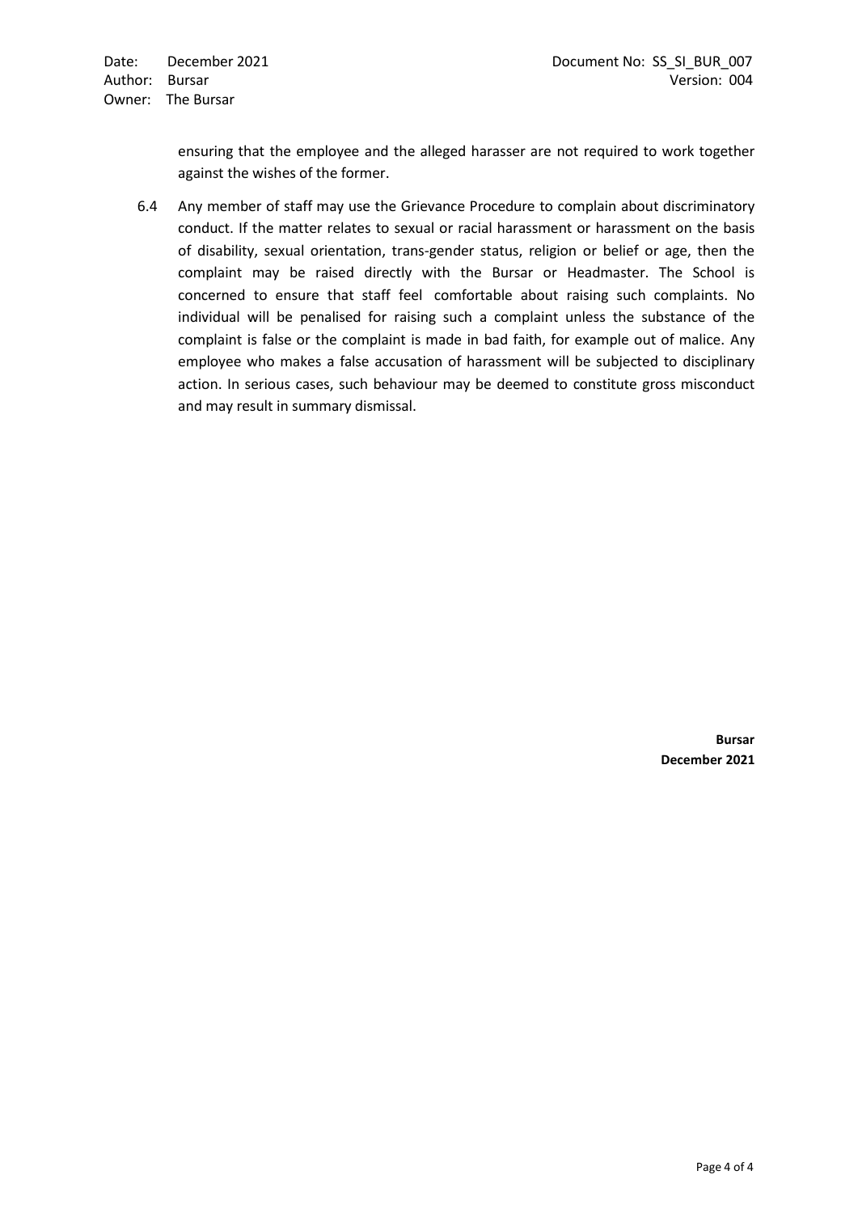ensuring that the employee and the alleged harasser are not required to work together against the wishes of the former.

6.4 Any member of staff may use the Grievance Procedure to complain about discriminatory conduct. If the matter relates to sexual or racial harassment or harassment on the basis of disability, sexual orientation, trans-gender status, religion or belief or age, then the complaint may be raised directly with the Bursar or Headmaster. The School is concerned to ensure that staff feel comfortable about raising such complaints. No individual will be penalised for raising such a complaint unless the substance of the complaint is false or the complaint is made in bad faith, for example out of malice. Any employee who makes a false accusation of harassment will be subjected to disciplinary action. In serious cases, such behaviour may be deemed to constitute gross misconduct and may result in summary dismissal.

**Bursar**
**December 2021**